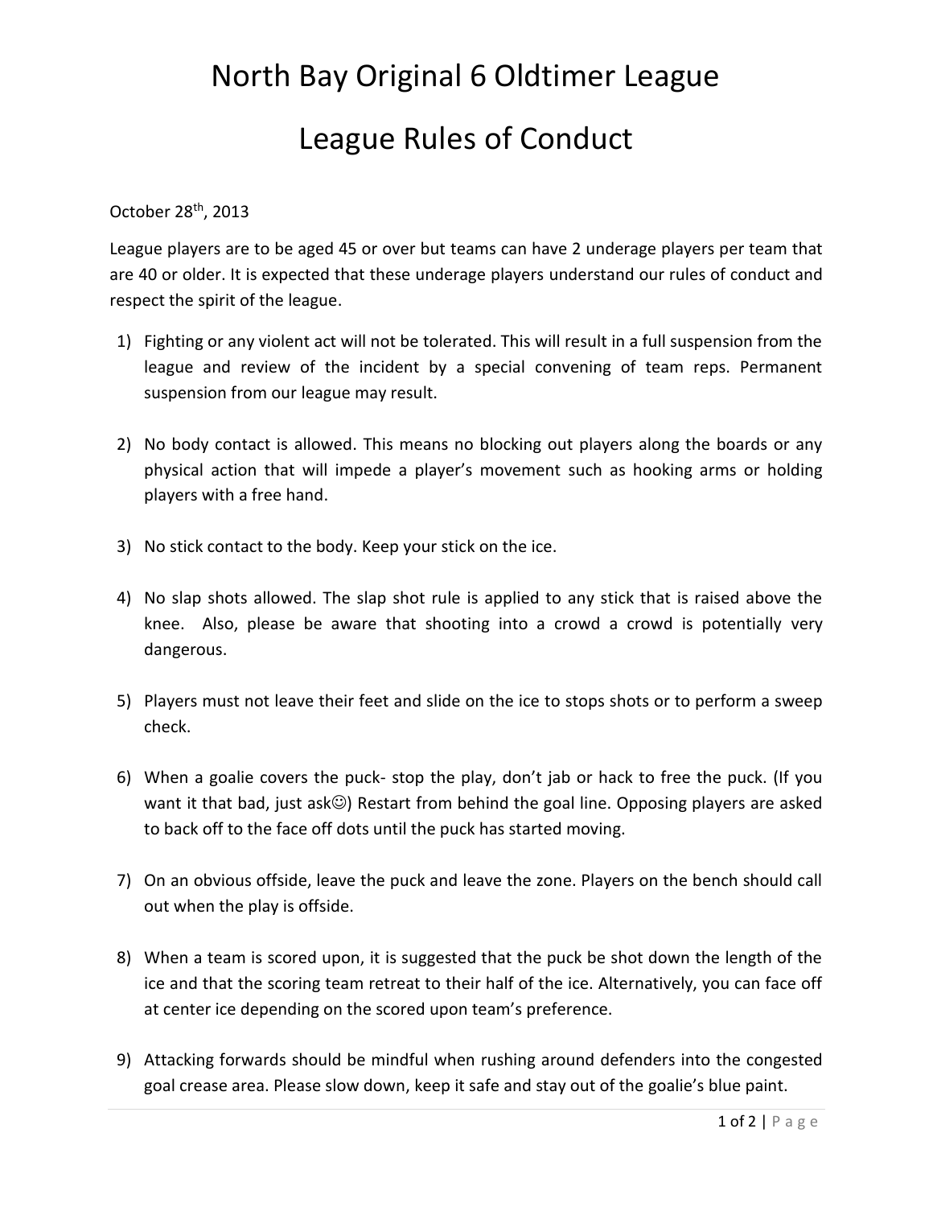# North Bay Original 6 Oldtimer League

# League Rules of Conduct

October 28th, 2013

League players are to be aged 45 or over but teams can have 2 underage players per team that are 40 or older. It is expected that these underage players understand our rules of conduct and respect the spirit of the league.

1) Fighting or any violent act will not be tolerated. This will result in a full suspension from the league and review of the incident by a special convening of team reps. Permanent suspension from our league may result.

2) No body contact is allowed. This means no blocking out players along the boards or any physical action that will impede a player's movement such as hooking arms or holding players with a free hand.

3) No stick contact to the body. Keep your stick on the ice.

4) No slap shots allowed. The slap shot rule is applied to any stick that is raised above the knee. Also, please be aware that shooting into a crowd a crowd is potentially very dangerous.

5) Players must not leave their feet and slide on the ice to stops shots or to perform a sweep check.

6) When a goalie covers the puck- stop the play, don't jab or hack to free the puck. (If you want it that bad, just ask☺) Restart from behind the goal line. Opposing players are asked to back off to the face off dots until the puck has started moving.

7) On an obvious offside, leave the puck and leave the zone. Players on the bench should call out when the play is offside.

8) When a team is scored upon, it is suggested that the puck be shot down the length of the ice and that the scoring team retreat to their half of the ice. Alternatively, you can face off at center ice depending on the scored upon team's preference.

9) Attacking forwards should be mindful when rushing around defenders into the congested goal crease area. Please slow down, keep it safe and stay out of the goalie's blue paint.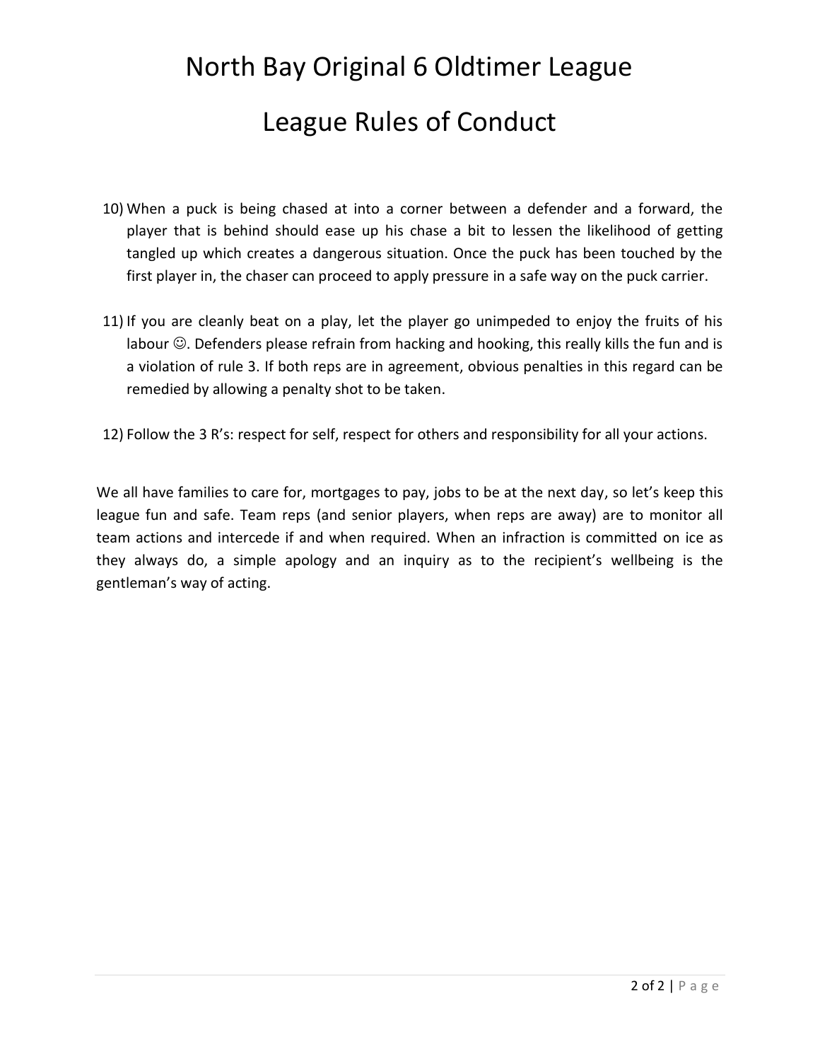# North Bay Original 6 Oldtimer League

# League Rules of Conduct

10) When a puck is being chased at into a corner between a defender and a forward, the player that is behind should ease up his chase a bit to lessen the likelihood of getting tangled up which creates a dangerous situation. Once the puck has been touched by the first player in, the chaser can proceed to apply pressure in a safe way on the puck carrier.

11) If you are cleanly beat on a play, let the player go unimpeded to enjoy the fruits of his labour ☺. Defenders please refrain from hacking and hooking, this really kills the fun and is a violation of rule 3. If both reps are in agreement, obvious penalties in this regard can be remedied by allowing a penalty shot to be taken.

12) Follow the 3 R's: respect for self, respect for others and responsibility for all your actions.

We all have families to care for, mortgages to pay, jobs to be at the next day, so let's keep this league fun and safe. Team reps (and senior players, when reps are away) are to monitor all team actions and intercede if and when required. When an infraction is committed on ice as they always do, a simple apology and an inquiry as to the recipient's wellbeing is the gentleman's way of acting.